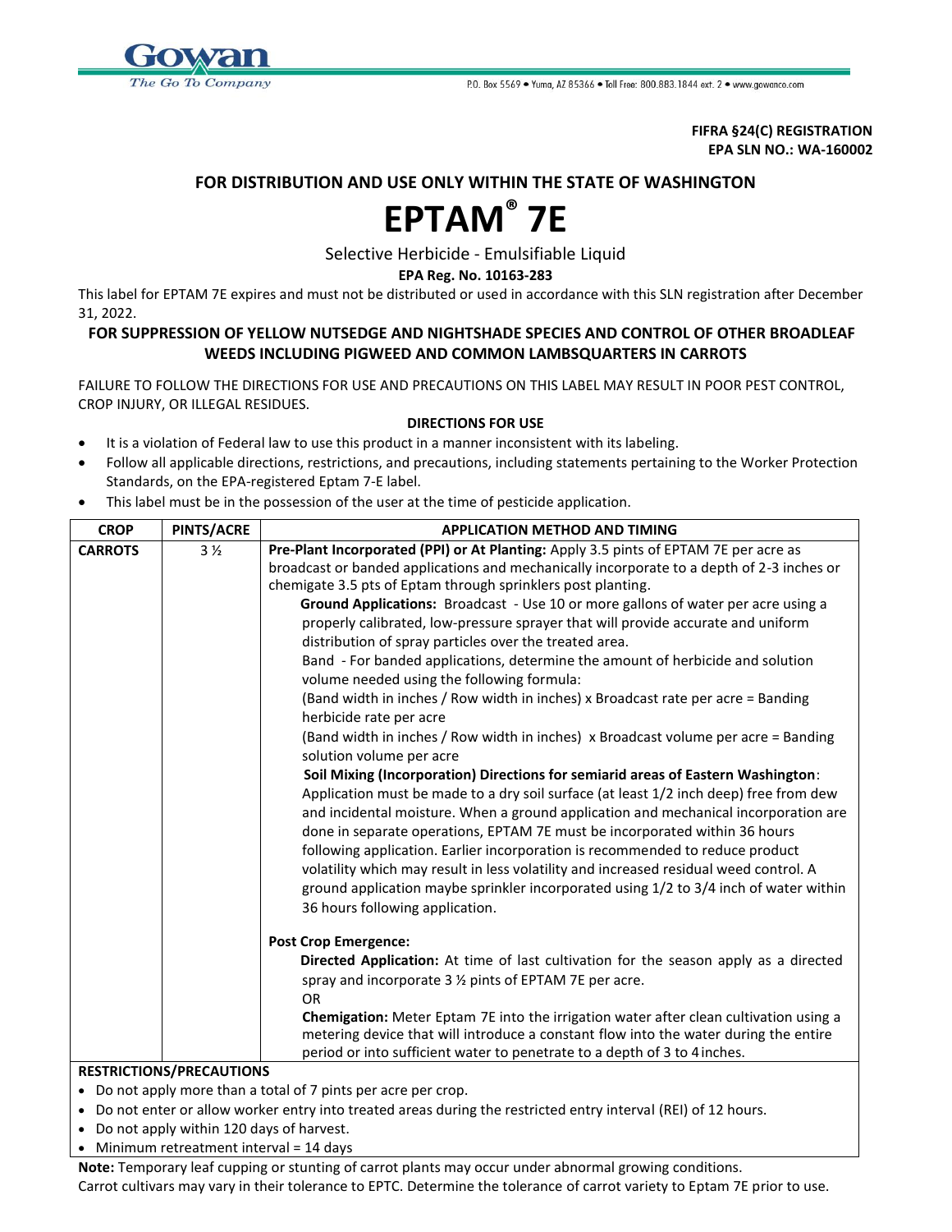Gowan
*The Go To Company*

P.O. Box 5569 • Yuma, AZ 85366 • Toll Free: 800.883.1844 ext. 2 • www.gowanco.com

**FIFRA §24(C) REGISTRATION**
**EPA SLN NO.: WA-160002**

**FOR DISTRIBUTION AND USE ONLY WITHIN THE STATE OF WASHINGTON**

# EPTAM® 7E

Selective Herbicide - Emulsifiable Liquid

**EPA Reg. No. 10163-283**

This label for EPTAM 7E expires and must not be distributed or used in accordance with this SLN registration after December 31, 2022.

**FOR SUPPRESSION OF YELLOW NUTSEDGE AND NIGHTSHADE SPECIES AND CONTROL OF OTHER BROADLEAF WEEDS INCLUDING PIGWEED AND COMMON LAMBSQUARTERS IN CARROTS**

FAILURE TO FOLLOW THE DIRECTIONS FOR USE AND PRECAUTIONS ON THIS LABEL MAY RESULT IN POOR PEST CONTROL, CROP INJURY, OR ILLEGAL RESIDUES.

**DIRECTIONS FOR USE**

- It is a violation of Federal law to use this product in a manner inconsistent with its labeling.
- Follow all applicable directions, restrictions, and precautions, including statements pertaining to the Worker Protection Standards, on the EPA-registered Eptam 7-E label.
- This label must be in the possession of the user at the time of pesticide application.

| CROP | PINTS/ACRE | APPLICATION METHOD AND TIMING |
|---|---|---|
| **CARROTS** | 3 ½ | **Pre-Plant Incorporated (PPI) or At Planting:** Apply 3.5 pints of EPTAM 7E per acre as broadcast or banded applications and mechanically incorporate to a depth of 2-3 inches or chemigate 3.5 pts of Eptam through sprinklers post planting.<br>**Ground Applications:** Broadcast - Use 10 or more gallons of water per acre using a properly calibrated, low-pressure sprayer that will provide accurate and uniform distribution of spray particles over the treated area.<br>Band - For banded applications, determine the amount of herbicide and solution volume needed using the following formula:<br>(Band width in inches / Row width in inches) x Broadcast rate per acre = Banding herbicide rate per acre<br>(Band width in inches / Row width in inches) x Broadcast volume per acre = Banding solution volume per acre<br>**Soil Mixing (Incorporation) Directions for semiarid areas of Eastern Washington**: Application must be made to a dry soil surface (at least 1/2 inch deep) free from dew and incidental moisture. When a ground application and mechanical incorporation are done in separate operations, EPTAM 7E must be incorporated within 36 hours following application. Earlier incorporation is recommended to reduce product volatility which may result in less volatility and increased residual weed control. A ground application maybe sprinkler incorporated using 1/2 to 3/4 inch of water within 36 hours following application.<br><br>**Post Crop Emergence:**<br>**Directed Application:** At time of last cultivation for the season apply as a directed spray and incorporate 3 ½ pints of EPTAM 7E per acre.<br>OR<br>**Chemigation:** Meter Eptam 7E into the irrigation water after clean cultivation using a metering device that will introduce a constant flow into the water during the entire period or into sufficient water to penetrate to a depth of 3 to 4 inches. |

**RESTRICTIONS/PRECAUTIONS**

- Do not apply more than a total of 7 pints per acre per crop.
- Do not enter or allow worker entry into treated areas during the restricted entry interval (REI) of 12 hours.
- Do not apply within 120 days of harvest.
- Minimum retreatment interval = 14 days

**Note:** Temporary leaf cupping or stunting of carrot plants may occur under abnormal growing conditions. Carrot cultivars may vary in their tolerance to EPTC. Determine the tolerance of carrot variety to Eptam 7E prior to use.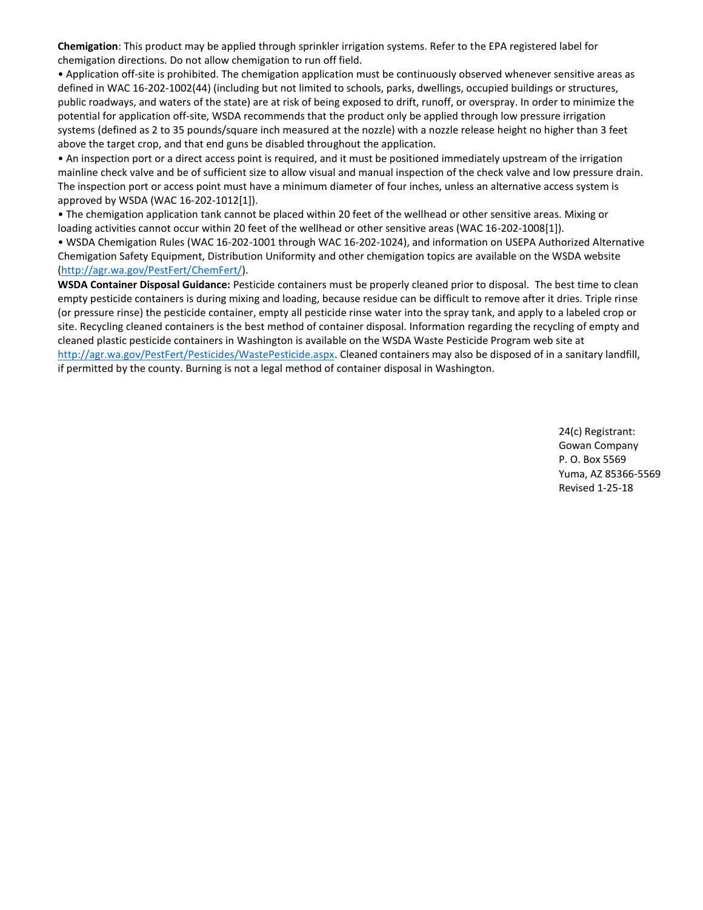**Chemigation**: This product may be applied through sprinkler irrigation systems. Refer to the EPA registered label for chemigation directions. Do not allow chemigation to run off field.

• Application off-site is prohibited. The chemigation application must be continuously observed whenever sensitive areas as defined in WAC 16-202-1002(44) (including but not limited to schools, parks, dwellings, occupied buildings or structures, public roadways, and waters of the state) are at risk of being exposed to drift, runoff, or overspray. In order to minimize the potential for application off-site, WSDA recommends that the product only be applied through low pressure irrigation systems (defined as 2 to 35 pounds/square inch measured at the nozzle) with a nozzle release height no higher than 3 feet above the target crop, and that end guns be disabled throughout the application.

• An inspection port or a direct access point is required, and it must be positioned immediately upstream of the irrigation mainline check valve and be of sufficient size to allow visual and manual inspection of the check valve and low pressure drain. The inspection port or access point must have a minimum diameter of four inches, unless an alternative access system is approved by WSDA (WAC 16-202-1012[1]).

• The chemigation application tank cannot be placed within 20 feet of the wellhead or other sensitive areas. Mixing or loading activities cannot occur within 20 feet of the wellhead or other sensitive areas (WAC 16-202-1008[1]).

• WSDA Chemigation Rules (WAC 16-202-1001 through WAC 16-202-1024), and information on USEPA Authorized Alternative Chemigation Safety Equipment, Distribution Uniformity and other chemigation topics are available on the WSDA website (http://agr.wa.gov/PestFert/ChemFert/).

**WSDA Container Disposal Guidance:** Pesticide containers must be properly cleaned prior to disposal. The best time to clean empty pesticide containers is during mixing and loading, because residue can be difficult to remove after it dries. Triple rinse (or pressure rinse) the pesticide container, empty all pesticide rinse water into the spray tank, and apply to a labeled crop or site. Recycling cleaned containers is the best method of container disposal. Information regarding the recycling of empty and cleaned plastic pesticide containers in Washington is available on the WSDA Waste Pesticide Program web site at http://agr.wa.gov/PestFert/Pesticides/WastePesticide.aspx. Cleaned containers may also be disposed of in a sanitary landfill, if permitted by the county. Burning is not a legal method of container disposal in Washington.

24(c) Registrant:
Gowan Company
P. O. Box 5569
Yuma, AZ 85366-5569
Revised 1-25-18